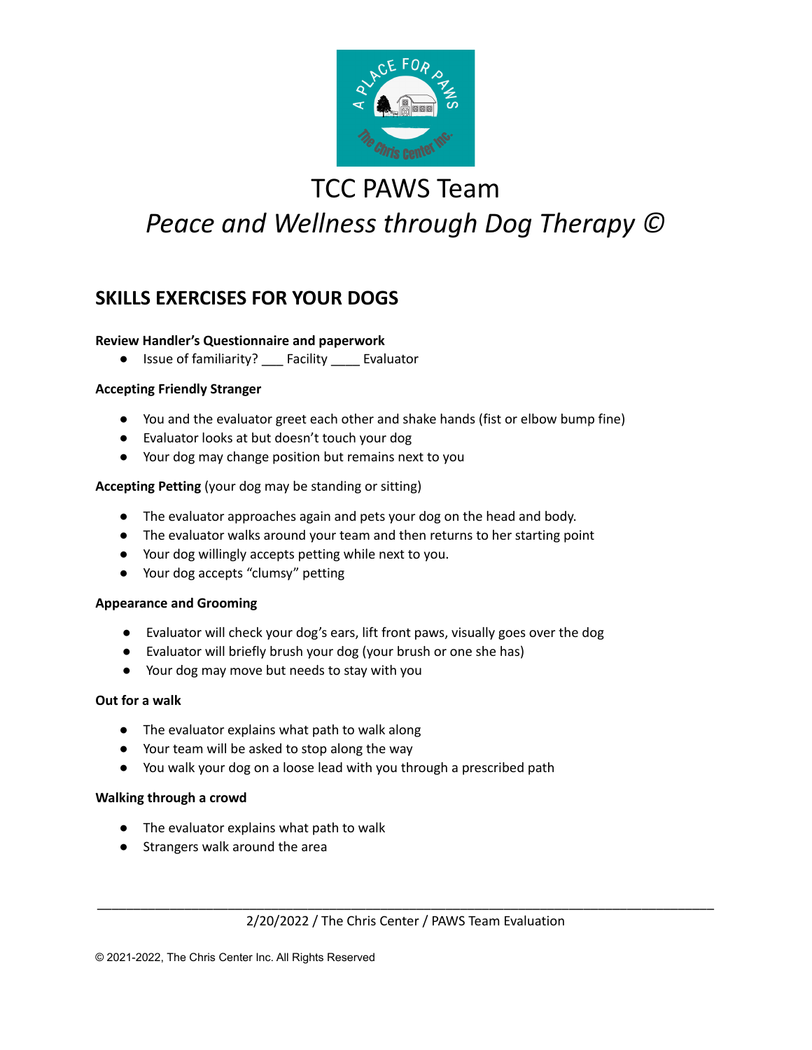# TCC PAWS Team

## *Peace and Wellness through Dog Therapy ©*

## SKILLS EXERCISES FOR YOUR DOGS

**Review Handler's Questionnaire and paperwork**

- Issue of familiarity? ___ Facility ____ Evaluator

**Accepting Friendly Stranger**

- You and the evaluator greet each other and shake hands (fist or elbow bump fine)
- Evaluator looks at but doesn't touch your dog
- Your dog may change position but remains next to you

**Accepting Petting** (your dog may be standing or sitting)

- The evaluator approaches again and pets your dog on the head and body.
- The evaluator walks around your team and then returns to her starting point
- Your dog willingly accepts petting while next to you.
- Your dog accepts "clumsy" petting

**Appearance and Grooming**

- Evaluator will check your dog's ears, lift front paws, visually goes over the dog
- Evaluator will briefly brush your dog (your brush or one she has)
- Your dog may move but needs to stay with you

**Out for a walk**

- The evaluator explains what path to walk along
- Your team will be asked to stop along the way
- You walk your dog on a loose lead with you through a prescribed path

**Walking through a crowd**

- The evaluator explains what path to walk
- Strangers walk around the area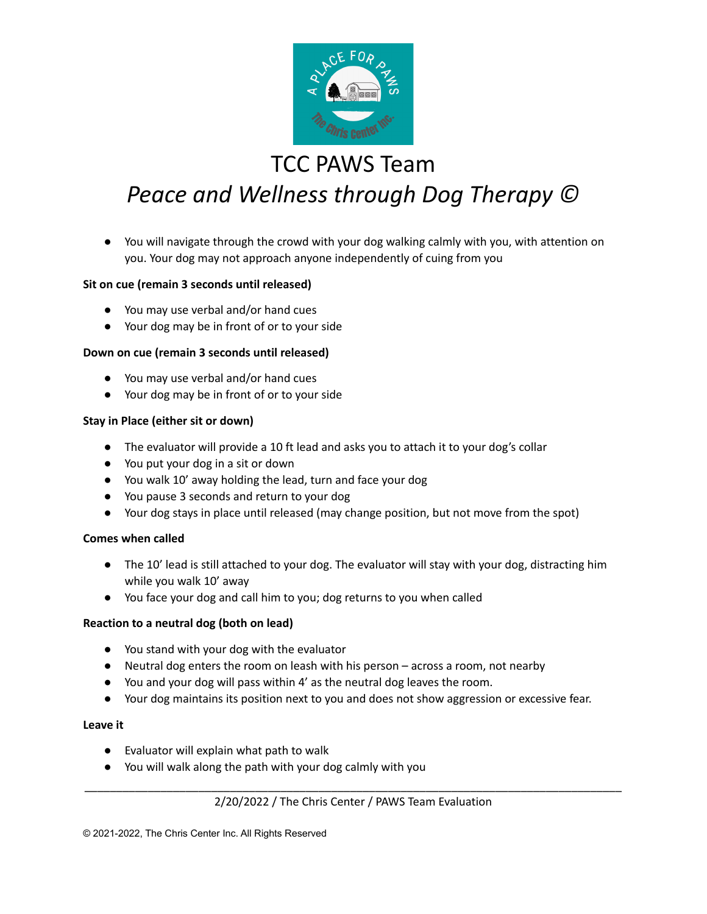# TCC PAWS Team

## *Peace and Wellness through Dog Therapy ©*

- You will navigate through the crowd with your dog walking calmly with you, with attention on you. Your dog may not approach anyone independently of cuing from you

**Sit on cue (remain 3 seconds until released)**

- You may use verbal and/or hand cues
- Your dog may be in front of or to your side

**Down on cue (remain 3 seconds until released)**

- You may use verbal and/or hand cues
- Your dog may be in front of or to your side

**Stay in Place (either sit or down)**

- The evaluator will provide a 10 ft lead and asks you to attach it to your dog's collar
- You put your dog in a sit or down
- You walk 10' away holding the lead, turn and face your dog
- You pause 3 seconds and return to your dog
- Your dog stays in place until released (may change position, but not move from the spot)

**Comes when called**

- The 10' lead is still attached to your dog. The evaluator will stay with your dog, distracting him while you walk 10' away
- You face your dog and call him to you; dog returns to you when called

**Reaction to a neutral dog (both on lead)**

- You stand with your dog with the evaluator
- Neutral dog enters the room on leash with his person – across a room, not nearby
- You and your dog will pass within 4' as the neutral dog leaves the room.
- Your dog maintains its position next to you and does not show aggression or excessive fear.

**Leave it**

- Evaluator will explain what path to walk
- You will walk along the path with your dog calmly with you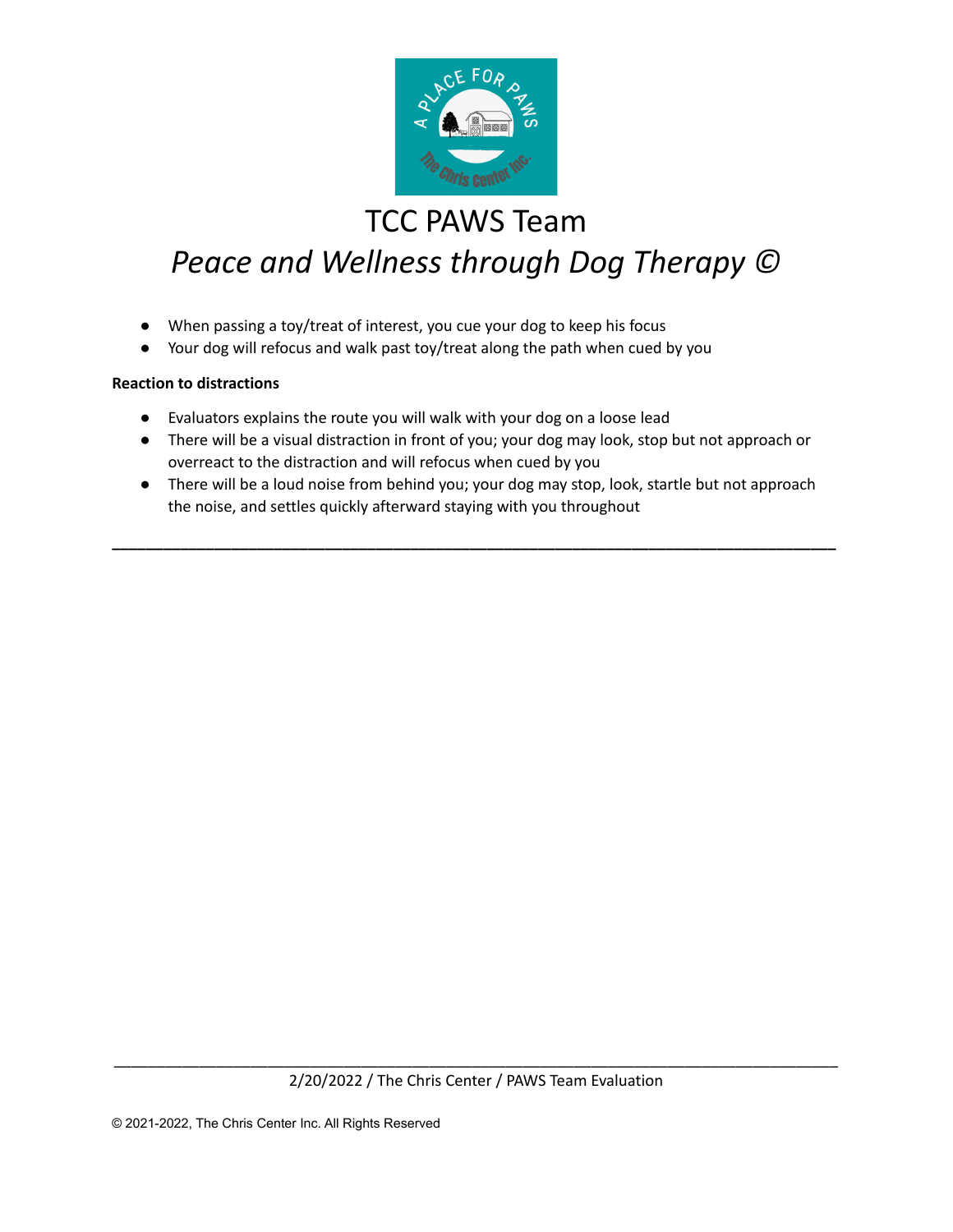# TCC PAWS Team

*Peace and Wellness through Dog Therapy ©*

- When passing a toy/treat of interest, you cue your dog to keep his focus
- Your dog will refocus and walk past toy/treat along the path when cued by you

**Reaction to distractions**

- Evaluators explains the route you will walk with your dog on a loose lead
- There will be a visual distraction in front of you; your dog may look, stop but not approach or overreact to the distraction and will refocus when cued by you
- There will be a loud noise from behind you; your dog may stop, look, startle but not approach the noise, and settles quickly afterward staying with you throughout

---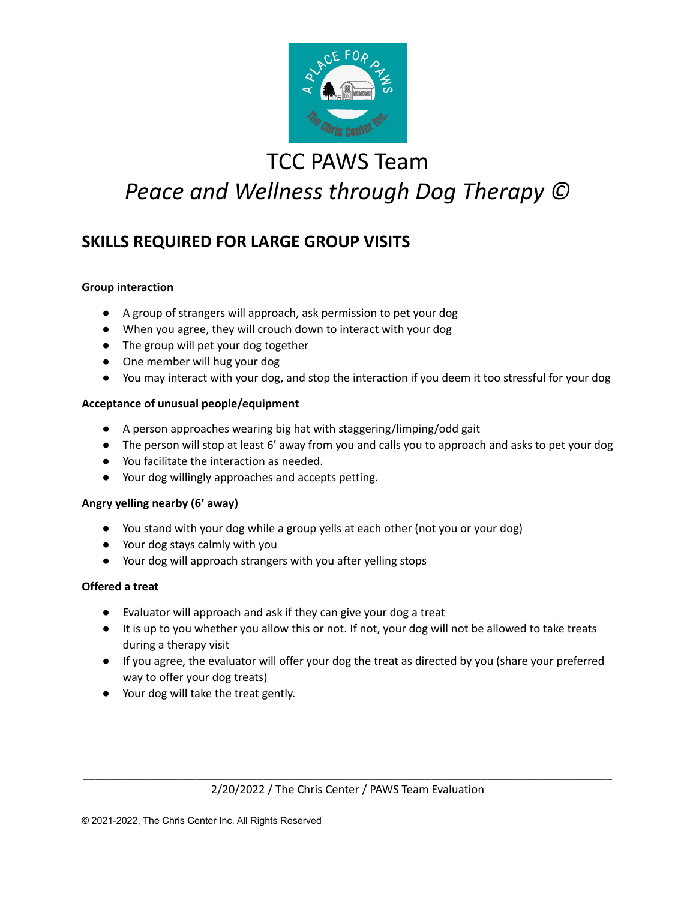# TCC PAWS Team

*Peace and Wellness through Dog Therapy ©*

## SKILLS REQUIRED FOR LARGE GROUP VISITS

**Group interaction**

- A group of strangers will approach, ask permission to pet your dog
- When you agree, they will crouch down to interact with your dog
- The group will pet your dog together
- One member will hug your dog
- You may interact with your dog, and stop the interaction if you deem it too stressful for your dog

**Acceptance of unusual people/equipment**

- A person approaches wearing big hat with staggering/limping/odd gait
- The person will stop at least 6' away from you and calls you to approach and asks to pet your dog
- You facilitate the interaction as needed.
- Your dog willingly approaches and accepts petting.

**Angry yelling nearby (6' away)**

- You stand with your dog while a group yells at each other (not you or your dog)
- Your dog stays calmly with you
- Your dog will approach strangers with you after yelling stops

**Offered a treat**

- Evaluator will approach and ask if they can give your dog a treat
- It is up to you whether you allow this or not. If not, your dog will not be allowed to take treats during a therapy visit
- If you agree, the evaluator will offer your dog the treat as directed by you (share your preferred way to offer your dog treats)
- Your dog will take the treat gently.